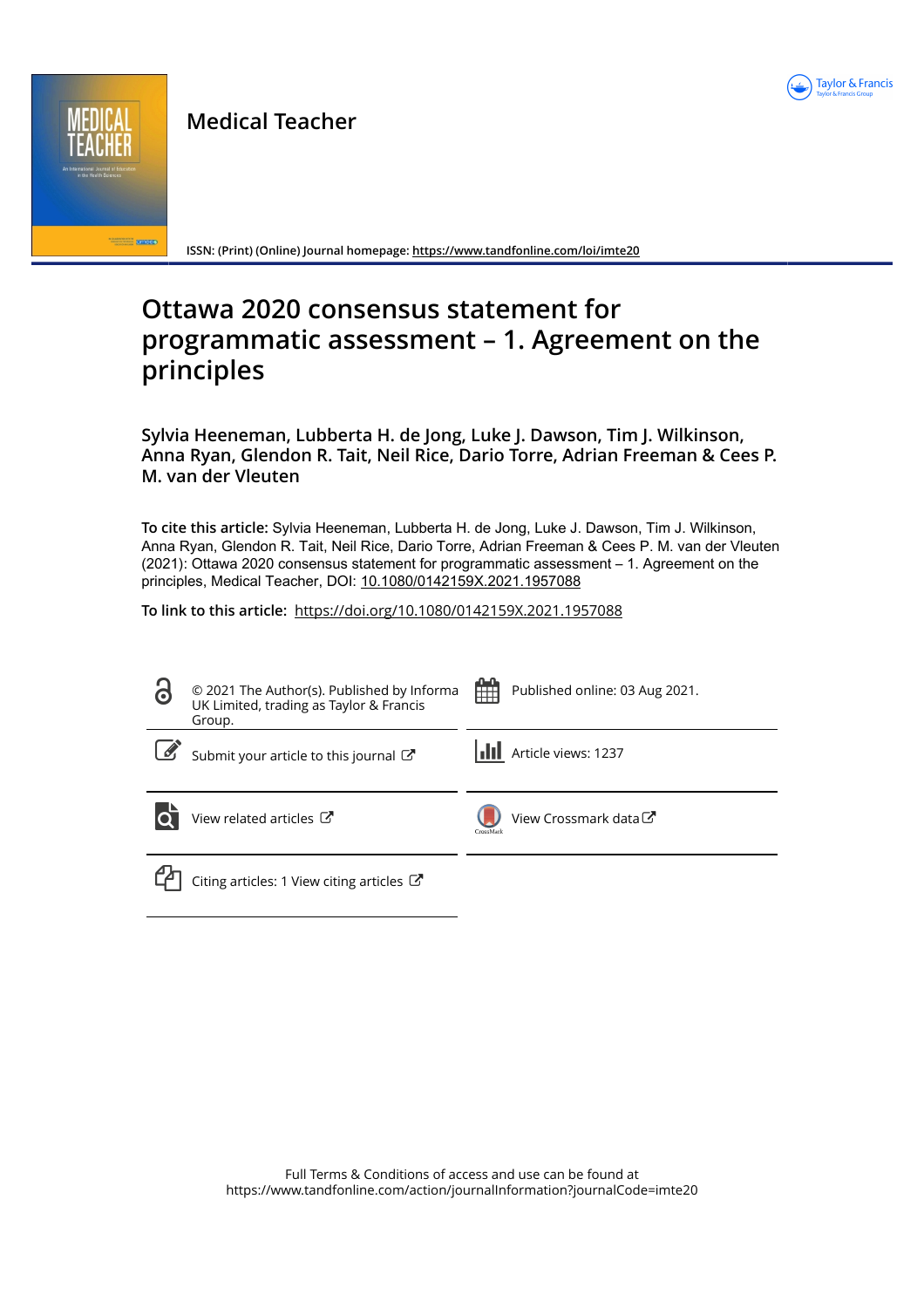Medical Teacher

ISSN: (Print) (Online) Journal homepage: https://www.tandfonline.com/loi/imte20

# Ottawa 2020 consensus statement for programmatic assessment – 1. Agreement on the principles

**Sylvia Heeneman, Lubberta H. de Jong, Luke J. Dawson, Tim J. Wilkinson, Anna Ryan, Glendon R. Tait, Neil Rice, Dario Torre, Adrian Freeman & Cees P. M. van der Vleuten**

**To cite this article:** Sylvia Heeneman, Lubberta H. de Jong, Luke J. Dawson, Tim J. Wilkinson, Anna Ryan, Glendon R. Tait, Neil Rice, Dario Torre, Adrian Freeman & Cees P. M. van der Vleuten (2021): Ottawa 2020 consensus statement for programmatic assessment – 1. Agreement on the principles, Medical Teacher, DOI: 10.1080/0142159X.2021.1957088

**To link to this article:** https://doi.org/10.1080/0142159X.2021.1957088

© 2021 The Author(s). Published by Informa UK Limited, trading as Taylor & Francis Group.

Published online: 03 Aug 2021.

Submit your article to this journal

Article views: 1237

View related articles

View Crossmark data

Citing articles: 1 View citing articles

Full Terms & Conditions of access and use can be found at https://www.tandfonline.com/action/journalInformation?journalCode=imte20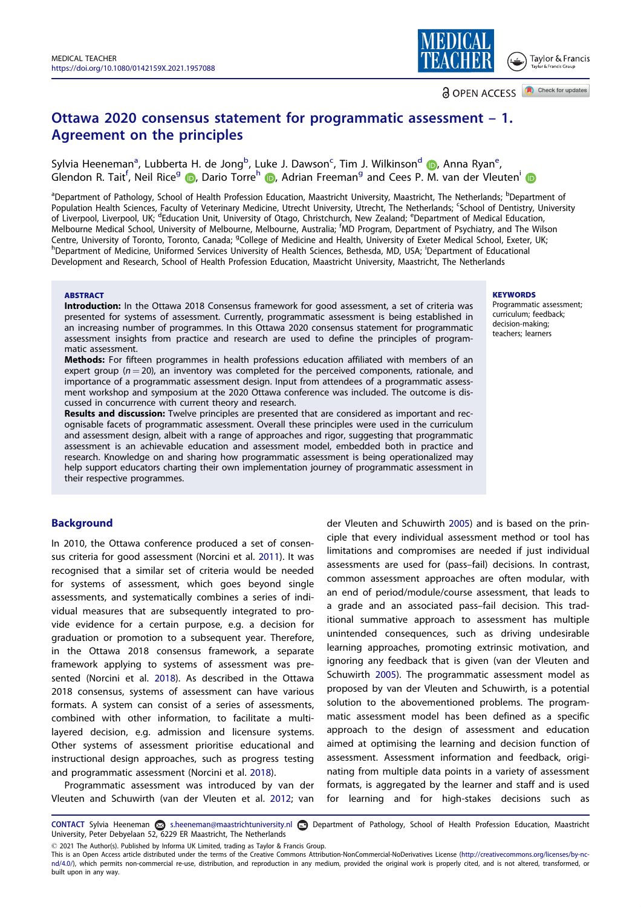# Ottawa 2020 consensus statement for programmatic assessment – 1. Agreement on the principles

Sylvia Heeneman[a], Lubberta H. de Jong[b], Luke J. Dawson[c], Tim J. Wilkinson[d], Anna Ryan[e], Glendon R. Tait[f], Neil Rice[g], Dario Torre[h], Adrian Freeman[g] and Cees P. M. van der Vleuten[i]

[a]Department of Pathology, School of Health Profession Education, Maastricht University, Maastricht, The Netherlands; [b]Department of Population Health Sciences, Faculty of Veterinary Medicine, Utrecht University, Utrecht, The Netherlands; [c]School of Dentistry, University of Liverpool, Liverpool, UK; [d]Education Unit, University of Otago, Christchurch, New Zealand; [e]Department of Medical Education, Melbourne Medical School, University of Melbourne, Melbourne, Australia; [f]MD Program, Department of Psychiatry, and The Wilson Centre, University of Toronto, Toronto, Canada; [g]College of Medicine and Health, University of Exeter Medical School, Exeter, UK; [h]Department of Medicine, Uniformed Services University of Health Sciences, Bethesda, MD, USA; [i]Department of Educational Development and Research, School of Health Profession Education, Maastricht University, Maastricht, The Netherlands

**ABSTRACT**

**Introduction:** In the Ottawa 2018 Consensus framework for good assessment, a set of criteria was presented for systems of assessment. Currently, programmatic assessment is being established in an increasing number of programmes. In this Ottawa 2020 consensus statement for programmatic assessment insights from practice and research are used to define the principles of programmatic assessment.

**Methods:** For fifteen programmes in health professions education affiliated with members of an expert group ($n = 20$), an inventory was completed for the perceived components, rationale, and importance of a programmatic assessment design. Input from attendees of a programmatic assessment workshop and symposium at the 2020 Ottawa conference was included. The outcome is discussed in concurrence with current theory and research.

**Results and discussion:** Twelve principles are presented that are considered as important and recognisable facets of programmatic assessment. Overall these principles were used in the curriculum and assessment design, albeit with a range of approaches and rigor, suggesting that programmatic assessment is an achievable education and assessment model, embedded both in practice and research. Knowledge on and sharing how programmatic assessment is being operationalized may help support educators charting their own implementation journey of programmatic assessment in their respective programmes.

**KEYWORDS**
Programmatic assessment; curriculum; feedback; decision-making; teachers; learners

## Background

In 2010, the Ottawa conference produced a set of consensus criteria for good assessment (Norcini et al. 2011). It was recognised that a similar set of criteria would be needed for systems of assessment, which goes beyond single assessments, and systematically combines a series of individual measures that are subsequently integrated to provide evidence for a certain purpose, e.g. a decision for graduation or promotion to a subsequent year. Therefore, in the Ottawa 2018 consensus framework, a separate framework applying to systems of assessment was presented (Norcini et al. 2018). As described in the Ottawa 2018 consensus, systems of assessment can have various formats. A system can consist of a series of assessments, combined with other information, to facilitate a multilayered decision, e.g. admission and licensure systems. Other systems of assessment prioritise educational and instructional design approaches, such as progress testing and programmatic assessment (Norcini et al. 2018).

Programmatic assessment was introduced by van der Vleuten and Schuwirth (van der Vleuten et al. 2012; van der Vleuten and Schuwirth 2005) and is based on the principle that every individual assessment method or tool has limitations and compromises are needed if just individual assessments are used for (pass–fail) decisions. In contrast, common assessment approaches are often modular, with an end of period/module/course assessment, that leads to a grade and an associated pass–fail decision. This traditional summative approach to assessment has multiple unintended consequences, such as driving undesirable learning approaches, promoting extrinsic motivation, and ignoring any feedback that is given (van der Vleuten and Schuwirth 2005). The programmatic assessment model as proposed by van der Vleuten and Schuwirth, is a potential solution to the abovementioned problems. The programmatic assessment model has been defined as a specific approach to the design of assessment and education aimed at optimising the learning and decision function of assessment. Assessment information and feedback, originating from multiple data points in a variety of assessment formats, is aggregated by the learner and staff and is used for learning and for high-stakes decisions such as

**CONTACT** Sylvia Heeneman s.heeneman@maastrichtuniversity.nl Department of Pathology, School of Health Profession Education, Maastricht University, Peter Debyelaan 52, 6229 ER Maastricht, The Netherlands

© 2021 The Author(s). Published by Informa UK Limited, trading as Taylor & Francis Group.
This is an Open Access article distributed under the terms of the Creative Commons Attribution-NonCommercial-NoDerivatives License (http://creativecommons.org/licenses/by-nc-nd/4.0/), which permits non-commercial re-use, distribution, and reproduction in any medium, provided the original work is properly cited, and is not altered, transformed, or built upon in any way.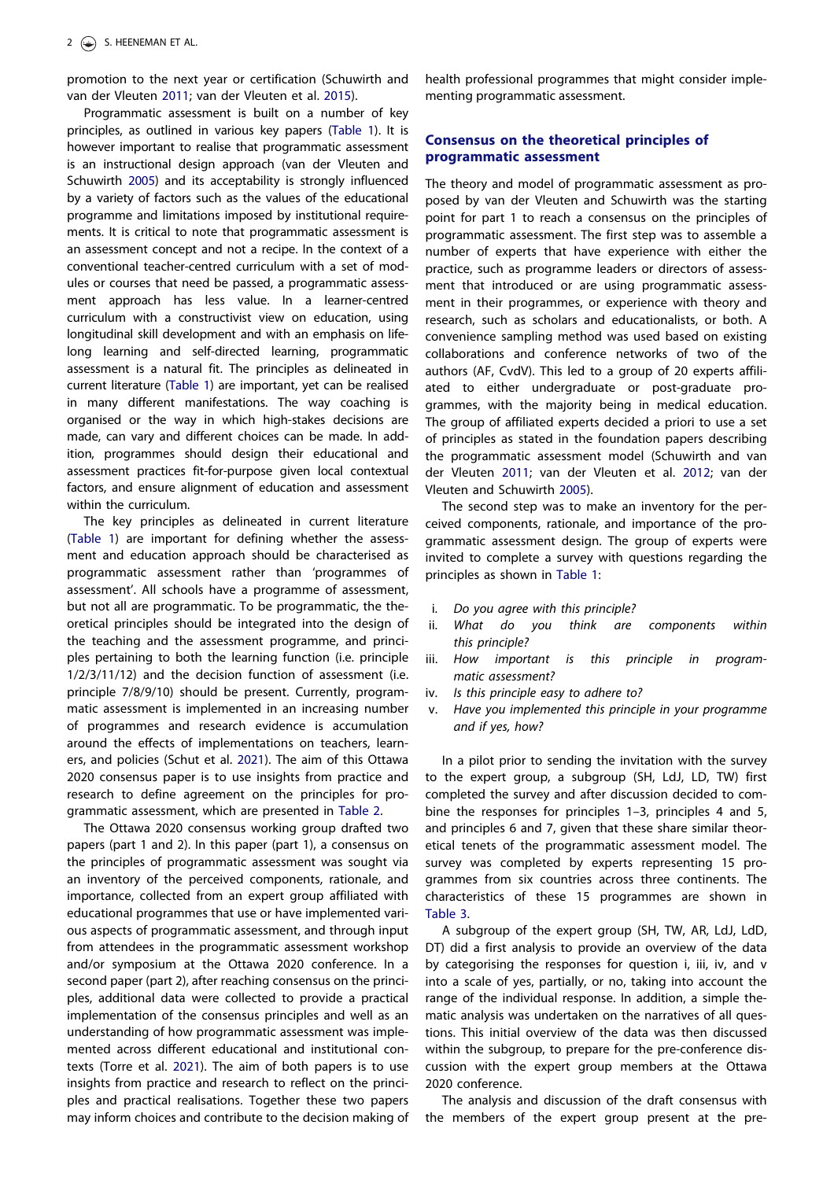promotion to the next year or certification (Schuwirth and van der Vleuten 2011; van der Vleuten et al. 2015).

Programmatic assessment is built on a number of key principles, as outlined in various key papers (Table 1). It is however important to realise that programmatic assessment is an instructional design approach (van der Vleuten and Schuwirth 2005) and its acceptability is strongly influenced by a variety of factors such as the values of the educational programme and limitations imposed by institutional requirements. It is critical to note that programmatic assessment is an assessment concept and not a recipe. In the context of a conventional teacher-centred curriculum with a set of modules or courses that need be passed, a programmatic assessment approach has less value. In a learner-centred curriculum with a constructivist view on education, using longitudinal skill development and with an emphasis on life-long learning and self-directed learning, programmatic assessment is a natural fit. The principles as delineated in current literature (Table 1) are important, yet can be realised in many different manifestations. The way coaching is organised or the way in which high-stakes decisions are made, can vary and different choices can be made. In addition, programmes should design their educational and assessment practices fit-for-purpose given local contextual factors, and ensure alignment of education and assessment within the curriculum.

The key principles as delineated in current literature (Table 1) are important for defining whether the assessment and education approach should be characterised as programmatic assessment rather than 'programmes of assessment'. All schools have a programme of assessment, but not all are programmatic. To be programmatic, the theoretical principles should be integrated into the design of the teaching and the assessment programme, and principles pertaining to both the learning function (i.e. principle 1/2/3/11/12) and the decision function of assessment (i.e. principle 7/8/9/10) should be present. Currently, programmatic assessment is implemented in an increasing number of programmes and research evidence is accumulation around the effects of implementations on teachers, learners, and policies (Schut et al. 2021). The aim of this Ottawa 2020 consensus paper is to use insights from practice and research to define agreement on the principles for programmatic assessment, which are presented in Table 2.

The Ottawa 2020 consensus working group drafted two papers (part 1 and 2). In this paper (part 1), a consensus on the principles of programmatic assessment was sought via an inventory of the perceived components, rationale, and importance, collected from an expert group affiliated with educational programmes that use or have implemented various aspects of programmatic assessment, and through input from attendees in the programmatic assessment workshop and/or symposium at the Ottawa 2020 conference. In a second paper (part 2), after reaching consensus on the principles, additional data were collected to provide a practical implementation of the consensus principles and well as an understanding of how programmatic assessment was implemented across different educational and institutional contexts (Torre et al. 2021). The aim of both papers is to use insights from practice and research to reflect on the principles and practical realisations. Together these two papers may inform choices and contribute to the decision making of health professional programmes that might consider implementing programmatic assessment.

## Consensus on the theoretical principles of programmatic assessment

The theory and model of programmatic assessment as proposed by van der Vleuten and Schuwirth was the starting point for part 1 to reach a consensus on the principles of programmatic assessment. The first step was to assemble a number of experts that have experience with either the practice, such as programme leaders or directors of assessment that introduced or are using programmatic assessment in their programmes, or experience with theory and research, such as scholars and educationalists, or both. A convenience sampling method was used based on existing collaborations and conference networks of two of the authors (AF, CvdV). This led to a group of 20 experts affiliated to either undergraduate or post-graduate programmes, with the majority being in medical education. The group of affiliated experts decided a priori to use a set of principles as stated in the foundation papers describing the programmatic assessment model (Schuwirth and van der Vleuten 2011; van der Vleuten et al. 2012; van der Vleuten and Schuwirth 2005).

The second step was to make an inventory for the perceived components, rationale, and importance of the programmatic assessment design. The group of experts were invited to complete a survey with questions regarding the principles as shown in Table 1:

i. *Do you agree with this principle?*
ii. *What do you think are components within this principle?*
iii. *How important is this principle in programmatic assessment?*
iv. *Is this principle easy to adhere to?*
v. *Have you implemented this principle in your programme and if yes, how?*

In a pilot prior to sending the invitation with the survey to the expert group, a subgroup (SH, LdJ, LD, TW) first completed the survey and after discussion decided to combine the responses for principles 1–3, principles 4 and 5, and principles 6 and 7, given that these share similar theoretical tenets of the programmatic assessment model. The survey was completed by experts representing 15 programmes from six countries across three continents. The characteristics of these 15 programmes are shown in Table 3.

A subgroup of the expert group (SH, TW, AR, LdJ, LdD, DT) did a first analysis to provide an overview of the data by categorising the responses for question i, iii, iv, and v into a scale of yes, partially, or no, taking into account the range of the individual response. In addition, a simple thematic analysis was undertaken on the narratives of all questions. This initial overview of the data was then discussed within the subgroup, to prepare for the pre-conference discussion with the expert group members at the Ottawa 2020 conference.

The analysis and discussion of the draft consensus with the members of the expert group present at the pre-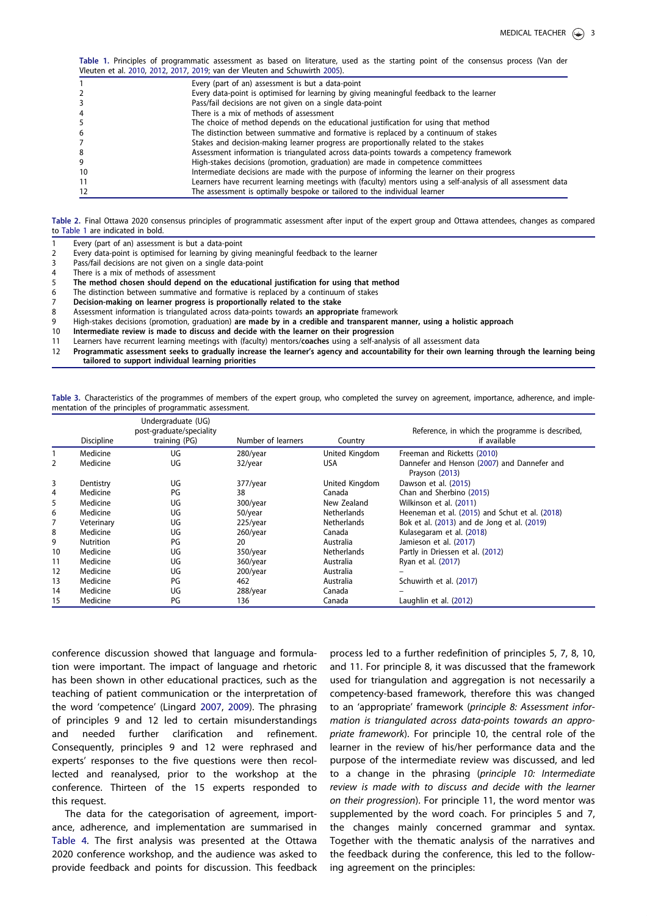Table 1. Principles of programmatic assessment as based on literature, used as the starting point of the consensus process (Van der Vleuten et al. 2010, 2012, 2017, 2019; van der Vleuten and Schuwirth 2005).

| | |
|---|---|
| 1 | Every (part of an) assessment is but a data-point |
| 2 | Every data-point is optimised for learning by giving meaningful feedback to the learner |
| 3 | Pass/fail decisions are not given on a single data-point |
| 4 | There is a mix of methods of assessment |
| 5 | The choice of method depends on the educational justification for using that method |
| 6 | The distinction between summative and formative is replaced by a continuum of stakes |
| 7 | Stakes and decision-making learner progress are proportionally related to the stakes |
| 8 | Assessment information is triangulated across data-points towards a competency framework |
| 9 | High-stakes decisions (promotion, graduation) are made in competence committees |
| 10 | Intermediate decisions are made with the purpose of informing the learner on their progress |
| 11 | Learners have recurrent learning meetings with (faculty) mentors using a self-analysis of all assessment data |
| 12 | The assessment is optimally bespoke or tailored to the individual learner |

Table 2. Final Ottawa 2020 consensus principles of programmatic assessment after input of the expert group and Ottawa attendees, changes as compared to Table 1 are indicated in bold.

| | |
|---|---|
| 1 | Every (part of an) assessment is but a data-point |
| 2 | Every data-point is optimised for learning by giving meaningful feedback to the learner |
| 3 | Pass/fail decisions are not given on a single data-point |
| 4 | There is a mix of methods of assessment |
| 5 | **The method chosen should depend on the educational justification for using that method** |
| 6 | The distinction between summative and formative is replaced by a continuum of stakes |
| 7 | **Decision-making on learner progress is proportionally related to the stake** |
| 8 | Assessment information is triangulated across data-points towards **an appropriate** framework |
| 9 | High-stakes decisions (promotion, graduation) **are made by in a credible and transparent manner, using a holistic approach** |
| 10 | **Intermediate review is made to discuss and decide with the learner on their progression** |
| 11 | Learners have recurrent learning meetings with (faculty) mentors/**coaches** using a self-analysis of all assessment data |
| 12 | **Programmatic assessment seeks to gradually increase the learner's agency and accountability for their own learning through the learning being tailored to support individual learning priorities** |

Table 3. Characteristics of the programmes of members of the expert group, who completed the survey on agreement, importance, adherence, and implementation of the principles of programmatic assessment.

| | Discipline | Undergraduate (UG) post-graduate/speciality training (PG) | Number of learners | Country | Reference, in which the programme is described, if available |
|---|---|---|---|---|---|
| 1 | Medicine | UG | 280/year | United Kingdom | Freeman and Ricketts (2010) |
| 2 | Medicine | UG | 32/year | USA | Dannefer and Henson (2007) and Dannefer and Prayson (2013) |
| 3 | Dentistry | UG | 377/year | United Kingdom | Dawson et al. (2015) |
| 4 | Medicine | PG | 38 | Canada | Chan and Sherbino (2015) |
| 5 | Medicine | UG | 300/year | New Zealand | Wilkinson et al. (2011) |
| 6 | Medicine | UG | 50/year | Netherlands | Heeneman et al. (2015) and Schut et al. (2018) |
| 7 | Veterinary | UG | 225/year | Netherlands | Bok et al. (2013) and de Jong et al. (2019) |
| 8 | Medicine | UG | 260/year | Canada | Kulasegaram et al. (2018) |
| 9 | Nutrition | PG | 20 | Australia | Jamieson et al. (2017) |
| 10 | Medicine | UG | 350/year | Netherlands | Partly in Driessen et al. (2012) |
| 11 | Medicine | UG | 360/year | Australia | Ryan et al. (2017) |
| 12 | Medicine | UG | 200/year | Australia | – |
| 13 | Medicine | PG | 462 | Australia | Schuwirth et al. (2017) |
| 14 | Medicine | UG | 288/year | Canada | – |
| 15 | Medicine | PG | 136 | Canada | Laughlin et al. (2012) |

conference discussion showed that language and formulation were important. The impact of language and rhetoric has been shown in other educational practices, such as the teaching of patient communication or the interpretation of the word 'competence' (Lingard 2007, 2009). The phrasing of principles 9 and 12 led to certain misunderstandings and needed further clarification and refinement. Consequently, principles 9 and 12 were rephrased and experts' responses to the five questions were then recollected and reanalysed, prior to the workshop at the conference. Thirteen of the 15 experts responded to this request.

The data for the categorisation of agreement, importance, adherence, and implementation are summarised in Table 4. The first analysis was presented at the Ottawa 2020 conference workshop, and the audience was asked to provide feedback and points for discussion. This feedback process led to a further redefinition of principles 5, 7, 8, 10, and 11. For principle 8, it was discussed that the framework used for triangulation and aggregation is not necessarily a competency-based framework, therefore this was changed to an 'appropriate' framework (*principle 8: Assessment information is triangulated across data-points towards an appropriate framework*). For principle 10, the central role of the learner in the review of his/her performance data and the purpose of the intermediate review was discussed, and led to a change in the phrasing (*principle 10: Intermediate review is made with to discuss and decide with the learner on their progression*). For principle 11, the word mentor was supplemented by the word coach. For principles 5 and 7, the changes mainly concerned grammar and syntax. Together with the thematic analysis of the narratives and the feedback during the conference, this led to the following agreement on the principles: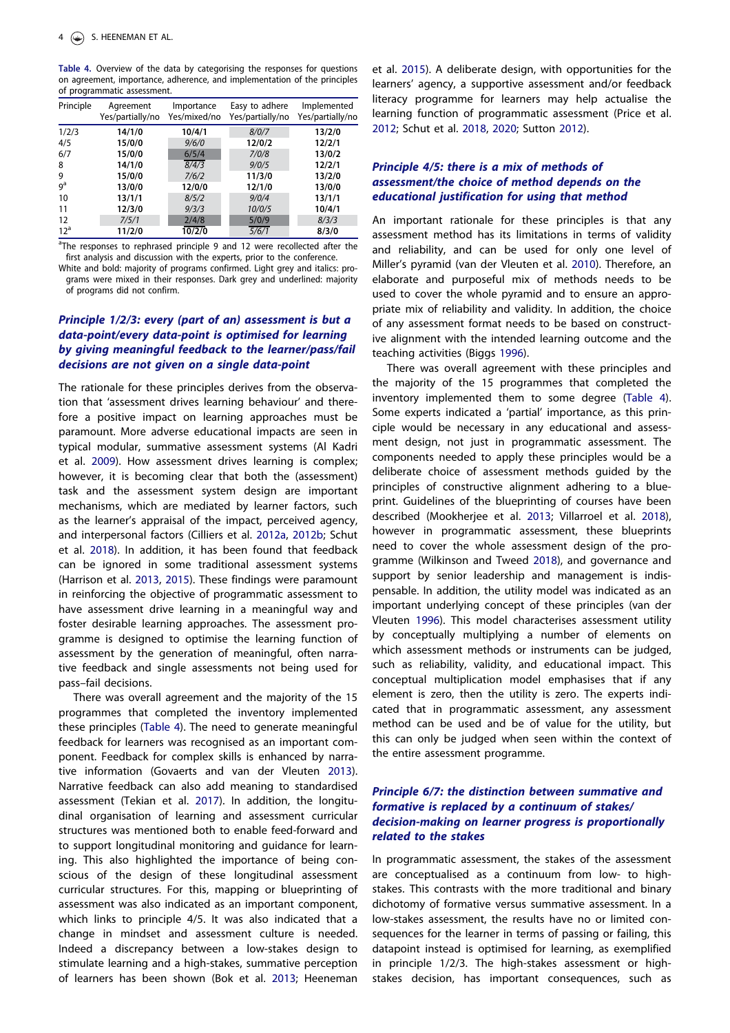**Table 4.** Overview of the data by categorising the responses for questions on agreement, importance, adherence, and implementation of the principles of programmatic assessment.

| Principle | Agreement Yes/partially/no | Importance Yes/mixed/no | Easy to adhere Yes/partially/no | Implemented Yes/partially/no |
|---|---|---|---|---|
| 1/2/3 | **14/1/0** | **10/4/1** | *8/0/7* | **13/2/0** |
| 4/5 | **15/0/0** | *9/6/0* | **12/0/2** | **12/2/1** |
| 6/7 | **15/0/0** | <u>6/5/4</u> | *7/0/8* | **13/0/2** |
| 8 | **14/1/0** | <u>8/4/3</u> | *9/0/5* | **12/2/1** |
| 9 | **15/0/0** | *7/6/2* | **11/3/0** | **13/2/0** |
| 9[a] | **13/0/0** | **12/0/0** | **12/1/0** | **13/0/0** |
| 10 | **13/1/1** | *8/5/2* | *9/0/4* | **13/1/1** |
| 11 | **12/3/0** | *9/3/3* | *10/0/5* | **10/4/1** |
| 12 | *7/5/1* | <u>2/4/8</u> | <u>5/0/9</u> | *8/3/3* |
| 12[a] | **11/2/0** | **10/2/0** | <u>5/6/1</u> | **8/3/0** |

[a]The responses to rephrased principle 9 and 12 were recollected after the first analysis and discussion with the experts, prior to the conference.
White and bold: majority of programs confirmed. Light grey and italics: programs were mixed in their responses. Dark grey and underlined: majority of programs did not confirm.

### *Principle 1/2/3: every (part of an) assessment is but a data-point/every data-point is optimised for learning by giving meaningful feedback to the learner/pass/fail decisions are not given on a single data-point*

The rationale for these principles derives from the observation that 'assessment drives learning behaviour' and therefore a positive impact on learning approaches must be paramount. More adverse educational impacts are seen in typical modular, summative assessment systems (Al Kadri et al. 2009). How assessment drives learning is complex; however, it is becoming clear that both the (assessment) task and the assessment system design are important mechanisms, which are mediated by learner factors, such as the learner's appraisal of the impact, perceived agency, and interpersonal factors (Cilliers et al. 2012a, 2012b; Schut et al. 2018). In addition, it has been found that feedback can be ignored in more summative assessment systems (Harrison et al. 2013, 2015). These findings were paramount in reinforcing the objective of programmatic assessment to have assessment drive learning in a meaningful way and foster desirable learning approaches. The assessment programme is designed to optimise the learning function of assessment by the generation of meaningful, often narrative feedback and single assessments not being used for pass–fail decisions.

There was overall agreement and the majority of the 15 programmes that completed the inventory implemented these principles (Table 4). The need to generate meaningful feedback for learners was recognised as an important component. Feedback for complex skills is enhanced by narrative information (Govaerts and van der Vleuten 2013). Narrative feedback can also add meaning to standardised assessment (Tekian et al. 2017). In addition, the longitudinal organisation of learning and assessment curricular structures was mentioned both to enable feed-forward and to support longitudinal monitoring and guidance for learning. This also highlighted the importance of being conscious of the design of these longitudinal assessment curricular structures. For this, mapping or blueprinting of assessment was also indicated as an important component, which links to principle 4/5. It was also indicated that a change in mindset and assessment culture is needed. Indeed a discrepancy between a low-stakes design to stimulate learning and a high-stakes, summative perception of learners has been shown (Bok et al. 2013; Heeneman et al. 2015). A deliberate design, with opportunities for the learners' agency, a supportive assessment and/or feedback literacy programme for learners may help actualise the learning function of programmatic assessment (Price et al. 2012; Schut et al. 2018, 2020; Sutton 2012).

### *Principle 4/5: there is a mix of methods of assessment/the choice of method depends on the educational justification for using that method*

An important rationale for these principles is that any assessment method has its limitations in terms of validity and reliability, and can be used for only one level of Miller's pyramid (van der Vleuten et al. 2010). Therefore, an elaborate and purposeful mix of methods needs to be used to cover the whole pyramid and to ensure an appropriate mix of reliability and validity. In addition, the choice of any assessment format needs to be based on constructive alignment with the intended learning outcome and the teaching activities (Biggs 1996).

There was overall agreement with these principles and the majority of the 15 programmes that completed the inventory implemented them to some degree (Table 4). Some experts indicated a 'partial' importance, as this principle would be necessary in any educational and assessment design, not just in programmatic assessment. The components needed to apply these principles would be a deliberate choice of assessment methods guided by the principles of constructive alignment adhering to a blueprint. Guidelines of the blueprinting of courses have been described (Mookherjee et al. 2013; Villarroel et al. 2018), however in programmatic assessment, these blueprints need to cover the whole assessment design of the programme (Wilkinson and Tweed 2018), and governance and support by senior leadership and management is indispensable. In addition, the utility model was indicated as an important underlying concept of these principles (van der Vleuten 1996). This model characterises assessment utility by conceptually multiplying a number of elements on which assessment methods or instruments can be judged, such as reliability, validity, and educational impact. This conceptual multiplication model emphasises that if any element is zero, then the utility is zero. The experts indicated that in programmatic assessment, any assessment method can be used and be of value for the utility, but this can only be judged when seen within the context of the entire assessment programme.

### *Principle 6/7: the distinction between summative and formative is replaced by a continuum of stakes/decision-making on learner progress is proportionally related to the stakes*

In programmatic assessment, the stakes of the assessment are conceptualised as a continuum from low- to high-stakes. This contrasts with the more traditional and binary dichotomy of formative versus summative assessment. In a low-stakes assessment, the results have no or limited consequences for the learner in terms of passing or failing, this datapoint instead is optimised for learning, as exemplified in principle 1/2/3. The high-stakes assessment or high-stakes decision, has important consequences, such as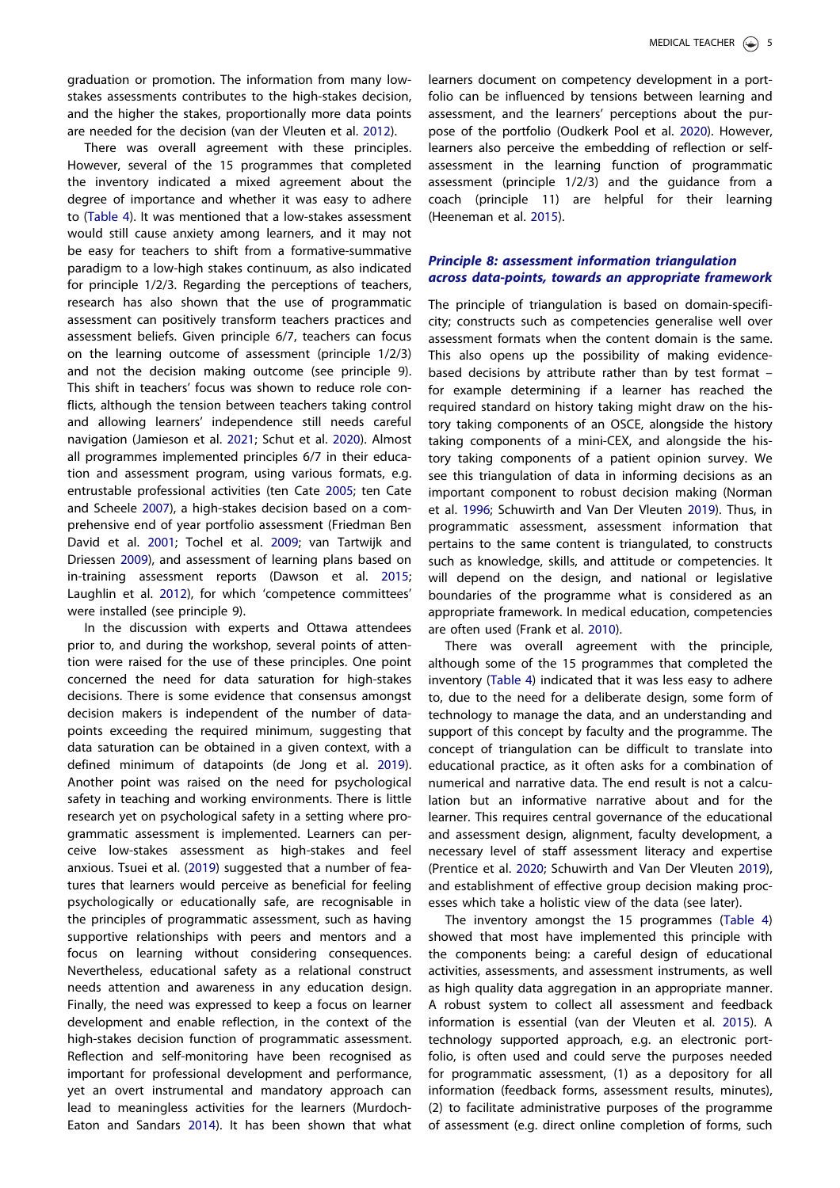graduation or promotion. The information from many low-stakes assessments contributes to the high-stakes decision, and the higher the stakes, proportionally more data points are needed for the decision (van der Vleuten et al. 2012).

There was overall agreement with these principles. However, several of the 15 programmes that completed the inventory indicated a mixed agreement about the degree of importance and whether it was easy to adhere to (Table 4). It was mentioned that a low-stakes assessment would still cause anxiety among learners, and it may not be easy for teachers to shift from a formative-summative paradigm to a low-high stakes continuum, as also indicated for principle 1/2/3. Regarding the perceptions of teachers, research has also shown that the use of programmatic assessment can positively transform teachers practices and assessment beliefs. Given principle 6/7, teachers can focus on the learning outcome of assessment (principle 1/2/3) and not the decision making outcome (see principle 9). This shift in teachers' focus was shown to reduce role conflicts, although the tension between teachers taking control and allowing learners' independence still needs careful navigation (Jamieson et al. 2021; Schut et al. 2020). Almost all programmes implemented principles 6/7 in their education and assessment program, using various formats, e.g. entrustable professional activities (ten Cate 2005; ten Cate and Scheele 2007), a high-stakes decision based on a comprehensive end of year portfolio assessment (Friedman Ben David et al. 2001; Tochel et al. 2009; van Tartwijk and Driessen 2009), and assessment of learning plans based on in-training assessment reports (Dawson et al. 2015; Laughlin et al. 2012), for which 'competence committees' were installed (see principle 9).

In the discussion with experts and Ottawa attendees prior to, and during the workshop, several points of attention were raised for the use of these principles. One point concerned the need for data saturation for high-stakes decisions. There is some evidence that consensus amongst decision makers is independent of the number of data-points exceeding the required minimum, suggesting that data saturation can be obtained in a given context, with a defined minimum of datapoints (de Jong et al. 2019). Another point was raised on the need for psychological safety in teaching and working environments. There is little research yet on psychological safety in a setting where programmatic assessment is implemented. Learners can perceive low-stakes assessment as high-stakes and feel anxious. Tsuei et al. (2019) suggested that a number of features that learners would perceive as beneficial for feeling psychologically or educationally safe, are recognisable in the principles of programmatic assessment, such as having supportive relationships with peers and mentors and a focus on learning without considering consequences. Nevertheless, educational safety as a relational construct needs attention and awareness in any education design. Finally, the need was expressed to keep a focus on learner development and enable reflection, in the context of the high-stakes decision function of programmatic assessment. Reflection and self-monitoring have been recognised as important for professional development and performance, yet an overt instrumental and mandatory approach can lead to meaningless activities for the learners (Murdoch-Eaton and Sandars 2014). It has been shown that what learners document on competency development in a portfolio can be influenced by tensions between learning and assessment, and the learners' perceptions about the purpose of the portfolio (Oudkerk Pool et al. 2020). However, learners also perceive the embedding of reflection or self-assessment in the learning function of programmatic assessment (principle 1/2/3) and the guidance from a coach (principle 11) are helpful for their learning (Heeneman et al. 2015).

### *Principle 8: assessment information triangulation across data-points, towards an appropriate framework*

The principle of triangulation is based on domain-specificity; constructs such as competencies generalise well over assessment formats when the content domain is the same. This also opens up the possibility of making evidence-based decisions by attribute rather than by test format – for example determining if a learner has reached the required standard on history taking might draw on the history taking components of an OSCE, alongside the history taking components of a mini-CEX, and alongside the history taking components of a patient opinion survey. We see this triangulation of data in informing decisions as an important component to robust decision making (Norman et al. 1996; Schuwirth and Van Der Vleuten 2019). Thus, in programmatic assessment, assessment information that pertains to the same content is triangulated, to constructs such as knowledge, skills, and attitude or competencies. It will depend on the design, and national or legislative boundaries of the programme what is considered as an appropriate framework. In medical education, competencies are often used (Frank et al. 2010).

There was overall agreement with the principle, although some of the 15 programmes that completed the inventory (Table 4) indicated that it was less easy to adhere to, due to the need for a deliberate design, some form of technology to manage the data, and an understanding and support of this concept by faculty and the programme. The concept of triangulation can be difficult to translate into educational practice, as it often asks for a combination of numerical and narrative data. The end result is not a calculation but an informative narrative about and for the learner. This requires central governance of the educational and assessment design, alignment, faculty development, a necessary level of staff assessment literacy and expertise (Prentice et al. 2020; Schuwirth and Van Der Vleuten 2019), and establishment of effective group decision making processes which take a holistic view of the data (see later).

The inventory amongst the 15 programmes (Table 4) showed that most have implemented this principle with the components being: a careful design of educational activities, assessments, and assessment instruments, as well as high quality data aggregation in an appropriate manner. A robust system to collect all assessment and feedback information is essential (van der Vleuten et al. 2015). A technology supported approach, e.g. an electronic portfolio, is often used and could serve the purposes needed for programmatic assessment, (1) as a depository for all information (feedback forms, assessment results, minutes), (2) to facilitate administrative purposes of the programme of assessment (e.g. direct online completion of forms, such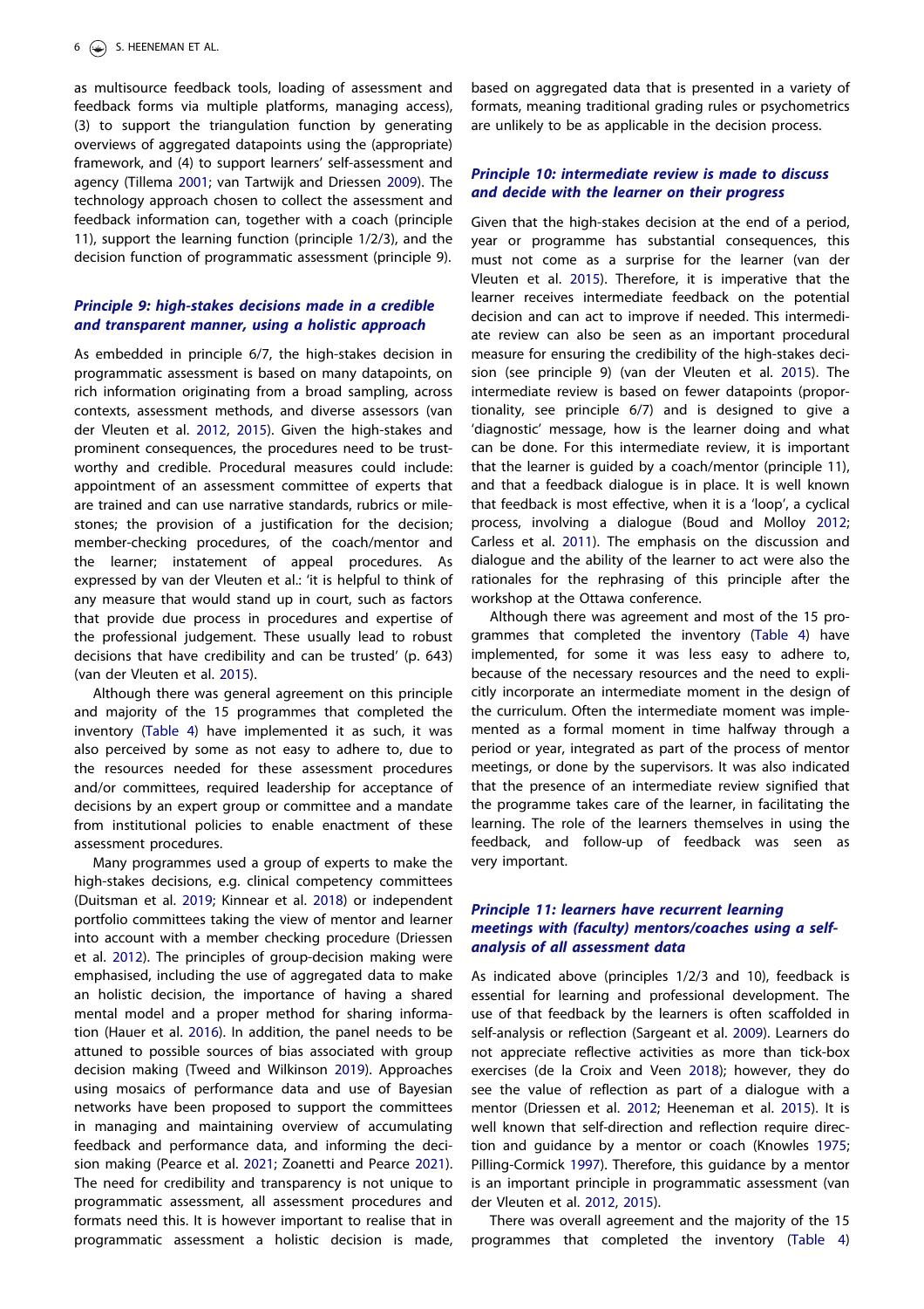as multisource feedback tools, loading of assessment and feedback forms via multiple platforms, managing access), (3) to support the triangulation function by generating overviews of aggregated datapoints using the (appropriate) framework, and (4) to support learners' self-assessment and agency (Tillema 2001; van Tartwijk and Driessen 2009). The technology approach chosen to collect the assessment and feedback information can, together with a coach (principle 11), support the learning function (principle 1/2/3), and the decision function of programmatic assessment (principle 9).

### *Principle 9: high-stakes decisions made in a credible and transparent manner, using a holistic approach*

As embedded in principle 6/7, the high-stakes decision in programmatic assessment is based on many datapoints, on rich information originating from a broad sampling, across contexts, assessment methods, and diverse assessors (van der Vleuten et al. 2012, 2015). Given the high-stakes and prominent consequences, the procedures need to be trustworthy and credible. Procedural measures could include: appointment of an assessment committee of experts that are trained and can use narrative standards, rubrics or milestones; the provision of a justification for the decision; member-checking procedures, of the coach/mentor and the learner; instatement of appeal procedures. As expressed by van der Vleuten et al.: 'it is helpful to think of any measure that would stand up in court, such as factors that provide due process in procedures and expertise of the professional judgement. These usually lead to robust decisions that have credibility and can be trusted' (p. 643) (van der Vleuten et al. 2015).

Although there was general agreement on this principle and majority of the 15 programmes that completed the inventory (Table 4) have implemented it as such, it was also perceived by some as not easy to adhere to, due to the resources needed for these assessment procedures and/or committees, required leadership for acceptance of decisions by an expert group or committee and a mandate from institutional policies to enable enactment of these assessment procedures.

Many programmes used a group of experts to make the high-stakes decisions, e.g. clinical competency committees (Duitsman et al. 2019; Kinnear et al. 2018) or independent portfolio committees taking the view of mentor and learner into account with a member checking procedure (Driessen et al. 2012). The principles of group-decision making were emphasised, including the use of aggregated data to make an holistic decision, the importance of having a shared mental model and a proper method for sharing information (Hauer et al. 2016). In addition, the panel needs to be attuned to possible sources of bias associated with group decision making (Tweed and Wilkinson 2019). Approaches using mosaics of performance data and use of Bayesian networks have been proposed to support the committees in managing and maintaining overview of accumulating feedback and performance data, and informing the decision making (Pearce et al. 2021; Zoanetti and Pearce 2021). The need for credibility and transparency is not unique to programmatic assessment, all assessment procedures and formats need this. It is however important to realise that in programmatic assessment a holistic decision is made, based on aggregated data that is presented in a variety of formats, meaning traditional grading rules or psychometrics are unlikely to be as applicable in the decision process.

### *Principle 10: intermediate review is made to discuss and decide with the learner on their progress*

Given that the high-stakes decision at the end of a period, year or programme has substantial consequences, this must not come as a surprise for the learner (van der Vleuten et al. 2015). Therefore, it is imperative that the learner receives intermediate feedback on the potential decision and can act to improve if needed. This intermediate review can also be seen as an important procedural measure for ensuring the credibility of the high-stakes decision (see principle 9) (van der Vleuten et al. 2015). The intermediate review is based on fewer datapoints (proportionality, see principle 6/7) and is designed to give a 'diagnostic' message, how is the learner doing and what can be done. For this intermediate review, it is important that the learner is guided by a coach/mentor (principle 11), and that a feedback dialogue is in place. It is well known that feedback is most effective, when it is a 'loop', a cyclical process, involving a dialogue (Boud and Molloy 2012; Carless et al. 2011). The emphasis on the discussion and dialogue and the ability of the learner to act were also the rationales for the rephrasing of this principle after the workshop at the Ottawa conference.

Although there was agreement and most of the 15 programmes that completed the inventory (Table 4) have implemented, for some it was less easy to adhere to, because of the necessary resources and the need to explicitly incorporate an intermediate moment in the design of the curriculum. Often the intermediate moment was implemented as a formal moment in time halfway through a period or year, integrated as part of the process of mentor meetings, or done by the supervisors. It was also indicated that the presence of an intermediate review signified that the programme takes care of the learner, in facilitating the learning. The role of the learners themselves in using the feedback, and follow-up of feedback was seen as very important.

### *Principle 11: learners have recurrent learning meetings with (faculty) mentors/coaches using a self-analysis of all assessment data*

As indicated above (principles 1/2/3 and 10), feedback is essential for learning and professional development. The use of that feedback by the learners is often scaffolded in self-analysis or reflection (Sargeant et al. 2009). Learners do not appreciate reflective activities as more than tick-box exercises (de la Croix and Veen 2018); however, they do see the value of reflection as part of a dialogue with a mentor (Driessen et al. 2012; Heeneman et al. 2015). It is well known that self-direction and reflection require direction and guidance by a mentor or coach (Knowles 1975; Pilling-Cormick 1997). Therefore, this guidance by a mentor is an important principle in programmatic assessment (van der Vleuten et al. 2012, 2015).

There was overall agreement and the majority of the 15 programmes that completed the inventory (Table 4)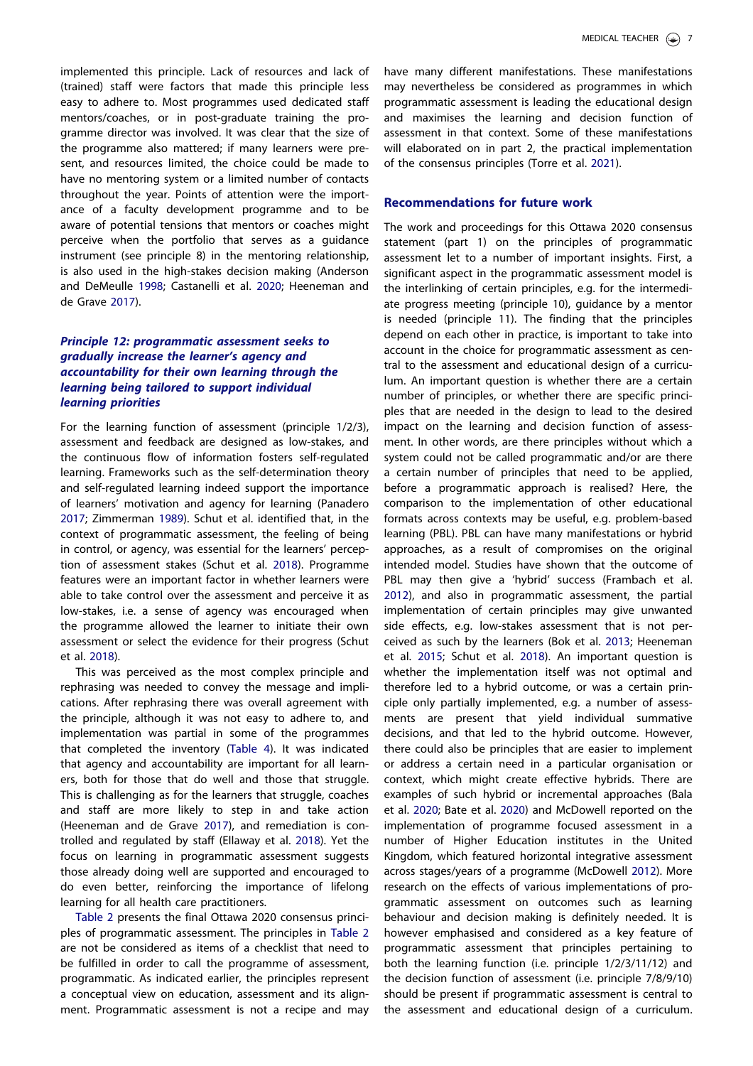implemented this principle. Lack of resources and lack of (trained) staff were factors that made this principle less easy to adhere to. Most programmes used dedicated staff mentors/coaches, or in post-graduate training the programme director was involved. It was clear that the size of the programme also mattered; if many learners were present, and resources limited, the choice could be made to have no mentoring system or a limited number of contacts throughout the year. Points of attention were the importance of a faculty development programme and to be aware of potential tensions that mentors or coaches might perceive when the portfolio that serves as a guidance instrument (see principle 8) in the mentoring relationship, is also used in the high-stakes decision making (Anderson and DeMeulle 1998; Castanelli et al. 2020; Heeneman and de Grave 2017).

### Principle 12: programmatic assessment seeks to gradually increase the learner's agency and accountability for their own learning through the learning being tailored to support individual learning priorities

For the learning function of assessment (principle 1/2/3), assessment and feedback are designed as low-stakes, and the continuous flow of information fosters self-regulated learning. Frameworks such as the self-determination theory and self-regulated learning indeed support the importance of learners' motivation and agency for learning (Panadero 2017; Zimmerman 1989). Schut et al. identified that, in the context of programmatic assessment, the feeling of being in control, or agency, was essential for the learners' perception of assessment stakes (Schut et al. 2018). Programme features were an important factor in whether learners were able to take control over the assessment and perceive it as low-stakes, i.e. a sense of agency was encouraged when the programme allowed the learner to initiate their own assessment or select the evidence for their progress (Schut et al. 2018).

This was perceived as the most complex principle and rephrasing was needed to convey the message and implications. After rephrasing there was overall agreement with the principle, although it was not easy to adhere to, and implementation was partial in some of the programmes that completed the inventory (Table 4). It was indicated that agency and accountability are important for all learners, both for those that do well and those that struggle. This is challenging as for the learners that struggle, coaches and staff are more likely to step in and take action (Heeneman and de Grave 2017), and remediation is controlled and regulated by staff (Ellaway et al. 2018). Yet the focus on learning in programmatic assessment suggests those already doing well are supported and encouraged to do even better, reinforcing the importance of lifelong learning for all health care practitioners.

Table 2 presents the final Ottawa 2020 consensus principles of programmatic assessment. The principles in Table 2 are not be considered as items of a checklist that need to be fulfilled in order to call the programme of assessment, programmatic. As indicated earlier, the principles represent a conceptual view on education, assessment and its alignment. Programmatic assessment is not a recipe and may have many different manifestations. These manifestations may nevertheless be considered as programmes in which programmatic assessment is leading the educational design and maximises the learning and decision function of assessment in that context. Some of these manifestations will elaborated on in part 2, the practical implementation of the consensus principles (Torre et al. 2021).

## Recommendations for future work

The work and proceedings for this Ottawa 2020 consensus statement (part 1) on the principles of programmatic assessment let to a number of important insights. First, a significant aspect in the programmatic assessment model is the interlinking of certain principles, e.g. for the intermediate progress meeting (principle 10), guidance by a mentor is needed (principle 11). The finding that the principles depend on each other in practice, is important to take into account in the choice for programmatic assessment as central to the assessment and educational design of a curriculum. An important question is whether there are a certain number of principles, or whether there are specific principles that are needed in the design to lead to the desired impact on the learning and decision function of assessment. In other words, are there principles without which a system could not be called programmatic and/or are there a certain number of principles that need to be applied, before a programmatic approach is realised? Here, the comparison to the implementation of other educational formats across contexts may be useful, e.g. problem-based learning (PBL). PBL can have many manifestations or hybrid approaches, as a result of compromises on the original intended model. Studies have shown that the outcome of PBL may then give a 'hybrid' success (Frambach et al. 2012), and also in programmatic assessment, the partial implementation of certain principles may give unwanted side effects, e.g. low-stakes assessment that is not perceived as such by the learners (Bok et al. 2013; Heeneman et al. 2015; Schut et al. 2018). An important question is whether the implementation itself was not optimal and therefore led to a hybrid outcome, or was a certain principle only partially implemented, e.g. a number of assessments are present that yield individual summative decisions, and that led to the hybrid outcome. However, there could also be principles that are easier to implement or address a certain need in a particular organisation or context, which might create effective hybrids. There are examples of such hybrid or incremental approaches (Bala et al. 2020; Bate et al. 2020) and McDowell reported on the implementation of programme focused assessment in a number of Higher Education institutes in the United Kingdom, which featured horizontal integrative assessment across stages/years of a programme (McDowell 2012). More research on the effects of various implementations of programmatic assessment on outcomes such as learning behaviour and decision making is definitely needed. It is however emphasised and considered as a key feature of programmatic assessment that principles pertaining to both the learning function (i.e. principle 1/2/3/11/12) and the decision function of assessment (i.e. principle 7/8/9/10) should be present if programmatic assessment is central to the assessment and educational design of a curriculum.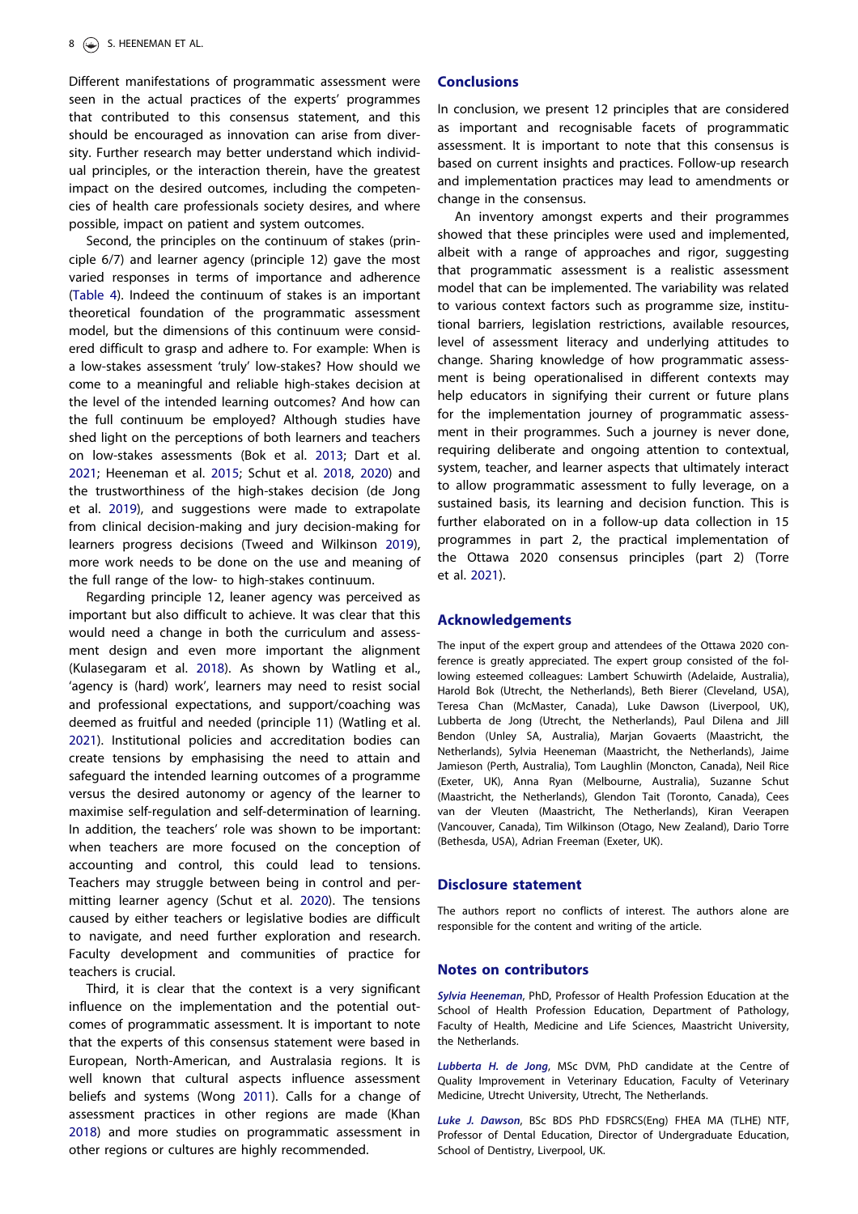Different manifestations of programmatic assessment were seen in the actual practices of the experts' programmes that contributed to this consensus statement, and this should be encouraged as innovation can arise from diversity. Further research may better understand which individual principles, or the interaction therein, have the greatest impact on the desired outcomes, including the competencies of health care professionals society desires, and where possible, impact on patient and system outcomes.

Second, the principles on the continuum of stakes (principle 6/7) and learner agency (principle 12) gave the most varied responses in terms of importance and adherence (Table 4). Indeed the continuum of stakes is an important theoretical foundation of the programmatic assessment model, but the dimensions of this continuum were considered difficult to grasp and adhere to. For example: When is a low-stakes assessment 'truly' low-stakes? How should we come to a meaningful and reliable high-stakes decision at the level of the intended learning outcomes? And how can the full continuum be employed? Although studies have shed light on the perceptions of both learners and teachers on low-stakes assessments (Bok et al. 2013; Dart et al. 2021; Heeneman et al. 2015; Schut et al. 2018, 2020) and the trustworthiness of the high-stakes decision (de Jong et al. 2019), and suggestions were made to extrapolate from clinical decision-making and jury decision-making for learners progress decisions (Tweed and Wilkinson 2019), more work needs to be done on the use and meaning of the full range of the low- to high-stakes continuum.

Regarding principle 12, leaner agency was perceived as important but also difficult to achieve. It was clear that this would need a change in both the curriculum and assessment design and even more important the alignment (Kulasegaram et al. 2018). As shown by Watling et al., 'agency is (hard) work', learners may need to resist social and professional expectations, and support/coaching was deemed as fruitful and needed (principle 11) (Watling et al. 2021). Institutional policies and accreditation bodies can create tensions by emphasising the need to attain and safeguard the intended learning outcomes of a programme versus the desired autonomy or agency of the learner to maximise self-regulation and self-determination of learning. In addition, the teachers' role was shown to be important: when teachers are more focused on the conception of accounting and control, this could lead to tensions. Teachers may struggle between being in control and permitting learner agency (Schut et al. 2020). The tensions caused by either teachers or legislative bodies are difficult to navigate, and need further exploration and research. Faculty development and communities of practice for teachers is crucial.

Third, it is clear that the context is a very significant influence on the implementation and the potential outcomes of programmatic assessment. It is important to note that the experts of this consensus statement were based in European, North-American, and Australasia regions. It is well known that cultural aspects influence assessment beliefs and systems (Wong 2011). Calls for a change of assessment practices in other regions are made (Khan 2018) and more studies on programmatic assessment in other regions or cultures are highly recommended.

## Conclusions

In conclusion, we present 12 principles that are considered as important and recognisable facets of programmatic assessment. It is important to note that this consensus is based on current insights and practices. Follow-up research and implementation practices may lead to amendments or change in the consensus.

An inventory amongst experts and their programmes showed that these principles were used and implemented, albeit with a range of approaches and rigor, suggesting that programmatic assessment is a realistic assessment model that can be implemented. The variability was related to various context factors such as programme size, institutional barriers, legislation restrictions, available resources, level of assessment literacy and underlying attitudes to change. Sharing knowledge of how programmatic assessment is being operationalised in different contexts may help educators in signifying their current or future plans for the implementation journey of programmatic assessment in their programmes. Such a journey is never done, requiring deliberate and ongoing attention to contextual, system, teacher, and learner aspects that ultimately interact to allow programmatic assessment to fully leverage, on a sustained basis, its learning and decision function. This is further elaborated on in a follow-up data collection in 15 programmes in part 2, the practical implementation of the Ottawa 2020 consensus principles (part 2) (Torre et al. 2021).

## Acknowledgements

The input of the expert group and attendees of the Ottawa 2020 conference is greatly appreciated. The expert group consisted of the following esteemed colleagues: Lambert Schuwirth (Adelaide, Australia), Harold Bok (Utrecht, the Netherlands), Beth Bierer (Cleveland, USA), Teresa Chan (McMaster, Canada), Luke Dawson (Liverpool, UK), Lubberta de Jong (Utrecht, the Netherlands), Paul Dilena and Jill Bendon (Unley SA, Australia), Marjan Govaerts (Maastricht, the Netherlands), Sylvia Heeneman (Maastricht, the Netherlands), Jaime Jamieson (Perth, Australia), Tom Laughlin (Moncton, Canada), Neil Rice (Exeter, UK), Anna Ryan (Melbourne, Australia), Suzanne Schut (Maastricht, the Netherlands), Glendon Tait (Toronto, Canada), Cees van der Vleuten (Maastricht, The Netherlands), Kiran Veerapen (Vancouver, Canada), Tim Wilkinson (Otago, New Zealand), Dario Torre (Bethesda, USA), Adrian Freeman (Exeter, UK).

## Disclosure statement

The authors report no conflicts of interest. The authors alone are responsible for the content and writing of the article.

## Notes on contributors

***Sylvia Heeneman***, PhD, Professor of Health Profession Education at the School of Health Profession Education, Department of Pathology, Faculty of Health, Medicine and Life Sciences, Maastricht University, the Netherlands.

***Lubberta H. de Jong***, MSc DVM, PhD candidate at the Centre of Quality Improvement in Veterinary Education, Faculty of Veterinary Medicine, Utrecht University, Utrecht, The Netherlands.

***Luke J. Dawson***, BSc BDS PhD FDSRCS(Eng) FHEA MA (TLHE) NTF, Professor of Dental Education, Director of Undergraduate Education, School of Dentistry, Liverpool, UK.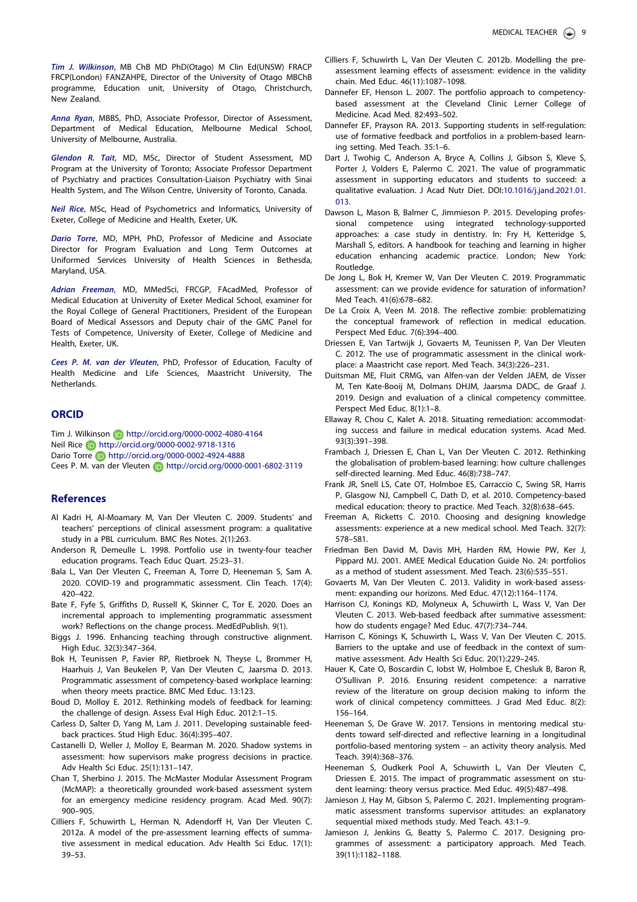*Tim J. Wilkinson*, MB ChB MD PhD(Otago) M Clin Ed(UNSW) FRACP FRCP(London) FANZAHPE, Director of the University of Otago MBChB programme, Education unit, University of Otago, Christchurch, New Zealand.

*Anna Ryan*, MBBS, PhD, Associate Professor, Director of Assessment, Department of Medical Education, Melbourne Medical School, University of Melbourne, Australia.

*Glendon R. Tait*, MD, MSc, Director of Student Assessment, MD Program at the University of Toronto; Associate Professor Department of Psychiatry and practices Consultation-Liaison Psychiatry with Sinai Health System, and The Wilson Centre, University of Toronto, Canada.

*Neil Rice*, MSc, Head of Psychometrics and Informatics, University of Exeter, College of Medicine and Health, Exeter, UK.

*Dario Torre*, MD, MPH, PhD, Professor of Medicine and Associate Director for Program Evaluation and Long Term Outcomes at Uniformed Services University of Health Sciences in Bethesda, Maryland, USA.

*Adrian Freeman*, MD, MMedSci, FRCGP, FAcadMed, Professor of Medical Education at University of Exeter Medical School, examiner for the Royal College of General Practitioners, President of the European Board of Medical Assessors and Deputy chair of the GMC Panel for Tests of Competence, University of Exeter, College of Medicine and Health, Exeter, UK.

*Cees P. M. van der Vleuten*, PhD, Professor of Education, Faculty of Health Medicine and Life Sciences, Maastricht University, The Netherlands.

## ORCID

Tim J. Wilkinson http://orcid.org/0000-0002-4080-4164
Neil Rice http://orcid.org/0000-0002-9718-1316
Dario Torre http://orcid.org/0000-0002-4924-4888
Cees P. M. van der Vleuten http://orcid.org/0000-0001-6802-3119

## References

Al Kadri H, Al-Moamary M, Van Der Vleuten C. 2009. Students' and teachers' perceptions of clinical assessment program: a qualitative study in a PBL curriculum. BMC Res Notes. 2(1):263.

Anderson R, Demeulle L. 1998. Portfolio use in twenty-four teacher education programs. Teach Educ Quart. 25:23–31.

Bala L, Van Der Vleuten C, Freeman A, Torre D, Heeneman S, Sam A. 2020. COVID-19 and programmatic assessment. Clin Teach. 17(4): 420–422.

Bate F, Fyfe S, Griffiths D, Russell K, Skinner C, Tor E. 2020. Does an incremental approach to implementing programmatic assessment work? Reflections on the change process. MedEdPublish. 9(1).

Biggs J. 1996. Enhancing teaching through constructive alignment. High Educ. 32(3):347–364.

Bok H, Teunissen P, Favier RP, Rietbroek N, Theyse L, Brommer H, Haarhuis J, Van Beukelen P, Van Der Vleuten C, Jaarsma D. 2013. Programmatic assessment of competency-based workplace learning: when theory meets practice. BMC Med Educ. 13:123.

Boud D, Molloy E. 2012. Rethinking models of feedback for learning: the challenge of design. Assess Eval High Educ. 2012:1–15.

Carless D, Salter D, Yang M, Lam J. 2011. Developing sustainable feedback practices. Stud High Educ. 36(4):395–407.

Castanelli D, Weller J, Molloy E, Bearman M. 2020. Shadow systems in assessment: how supervisors make progress decisions in practice. Adv Health Sci Educ. 25(1):131–147.

Chan T, Sherbino J. 2015. The McMaster Modular Assessment Program (McMAP): a theoretically grounded work-based assessment system for an emergency medicine residency program. Acad Med. 90(7): 900–905.

Cilliers F, Schuwirth L, Herman N, Adendorff H, Van Der Vleuten C. 2012a. A model of the pre-assessment learning effects of summative assessment in medical education. Adv Health Sci Educ. 17(1): 39–53.

Cilliers F, Schuwirth L, Van Der Vleuten C. 2012b. Modelling the pre-assessment learning effects of assessment: evidence in the validity chain. Med Educ. 46(11):1087–1098.

Dannefer EF, Henson L. 2007. The portfolio approach to competency-based assessment at the Cleveland Clinic Lerner College of Medicine. Acad Med. 82:493–502.

Dannefer EF, Prayson RA. 2013. Supporting students in self-regulation: use of formative feedback and portfolios in a problem-based learning setting. Med Teach. 35:1–6.

Dart J, Twohig C, Anderson A, Bryce A, Collins J, Gibson S, Kleve S, Porter J, Volders E, Palermo C. 2021. The value of programmatic assessment in supporting educators and students to succeed: a qualitative evaluation. J Acad Nutr Diet. DOI:10.1016/j.jand.2021.01.013.

Dawson L, Mason B, Balmer C, Jimmieson P. 2015. Developing professional competence using integrated technology-supported approaches: a case study in dentistry. In: Fry H, Ketteridge S, Marshall S, editors. A handbook for teaching and learning in higher education enhancing academic practice. London; New York: Routledge.

De Jong L, Bok H, Kremer W, Van Der Vleuten C. 2019. Programmatic assessment: can we provide evidence for saturation of information? Med Teach. 41(6):678–682.

De La Croix A, Veen M. 2018. The reflective zombie: problematizing the conceptual framework of reflection in medical education. Perspect Med Educ. 7(6):394–400.

Driessen E, Van Tartwijk J, Govaerts M, Teunissen P, Van Der Vleuten C. 2012. The use of programmatic assessment in the clinical workplace: a Maastricht case report. Med Teach. 34(3):226–231.

Duitsman ME, Fluit CRMG, van Alfen-van der Velden JAEM, de Visser M, Ten Kate-Booij M, Dolmans DHJM, Jaarsma DADC, de Graaf J. 2019. Design and evaluation of a clinical competency committee. Perspect Med Educ. 8(1):1–8.

Ellaway R, Chou C, Kalet A. 2018. Situating remediation: accommodating success and failure in medical education systems. Acad Med. 93(3):391–398.

Frambach J, Driessen E, Chan L, Van Der Vleuten C. 2012. Rethinking the globalisation of problem-based learning: how culture challenges self-directed learning. Med Educ. 46(8):738–747.

Frank JR, Snell LS, Cate OT, Holmboe ES, Carraccio C, Swing SR, Harris P, Glasgow NJ, Campbell C, Dath D, et al. 2010. Competency-based medical education: theory to practice. Med Teach. 32(8):638–645.

Freeman A, Ricketts C. 2010. Choosing and designing knowledge assessments: experience at a new medical school. Med Teach. 32(7): 578–581.

Friedman Ben David M, Davis MH, Harden RM, Howie PW, Ker J, Pippard MJ. 2001. AMEE Medical Education Guide No. 24: portfolios as a method of student assessment. Med Teach. 23(6):535–551.

Govaerts M, Van Der Vleuten C. 2013. Validity in work-based assessment: expanding our horizons. Med Educ. 47(12):1164–1174.

Harrison CJ, Konings KD, Molyneux A, Schuwirth L, Wass V, Van Der Vleuten C. 2013. Web-based feedback after summative assessment: how do students engage? Med Educ. 47(7):734–744.

Harrison C, Könings K, Schuwirth L, Wass V, Van Der Vleuten C. 2015. Barriers to the uptake and use of feedback in the context of summative assessment. Adv Health Sci Educ. 20(1):229–245.

Hauer K, Cate O, Boscardin C, Iobst W, Holmboe E, Chesluk B, Baron R, O'Sullivan P. 2016. Ensuring resident competence: a narrative review of the literature on group decision making to inform the work of clinical competency committees. J Grad Med Educ. 8(2): 156–164.

Heeneman S, De Grave W. 2017. Tensions in mentoring medical students toward self-directed and reflective learning in a longitudinal portfolio-based mentoring system – an activity theory analysis. Med Teach. 39(4):368–376.

Heeneman S, Oudkerk Pool A, Schuwirth L, Van Der Vleuten C, Driessen E. 2015. The impact of programmatic assessment on student learning: theory versus practice. Med Educ. 49(5):487–498.

Jamieson J, Hay M, Gibson S, Palermo C. 2021. Implementing programmatic assessment transforms supervisor attitudes: an explanatory sequential mixed methods study. Med Teach. 43:1–9.

Jamieson J, Jenkins G, Beatty S, Palermo C. 2017. Designing programmes of assessment: a participatory approach. Med Teach. 39(11):1182–1188.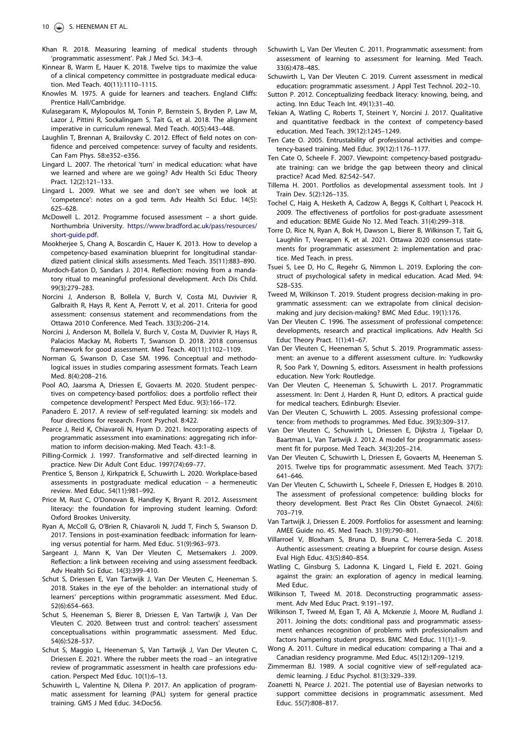Khan R. 2018. Measuring learning of medical students through 'programmatic assessment'. Pak J Med Sci. 34:3–4.

Kinnear B, Warm E, Hauer K. 2018. Twelve tips to maximize the value of a clinical competency committee in postgraduate medical education. Med Teach. 40(11):1110–1115.

Knowles M. 1975. A guide for learners and teachers. England Cliffs: Prentice Hall/Cambridge.

Kulasegaram K, Mylopoulos M, Tonin P, Bernstein S, Bryden P, Law M, Lazor J, Pittini R, Sockalingam S, Tait G, et al. 2018. The alignment imperative in curriculum renewal. Med Teach. 40(5):443–448.

Laughlin T, Brennan A, Brailovsky C. 2012. Effect of field notes on confidence and perceived competence: survey of faculty and residents. Can Fam Phys. 58:e352–e356.

Lingard L. 2007. The rhetorical 'turn' in medical education: what have we learned and where are we going? Adv Health Sci Educ Theory Pract. 12(2):121–133.

Lingard L. 2009. What we see and don't see when we look at 'competence': notes on a god term. Adv Health Sci Educ. 14(5): 625–628.

McDowell L. 2012. Programme focused assessment – a short guide. Northumbria University. https://www.bradford.ac.uk/pass/resources/short-guide.pdf.

Mookherjee S, Chang A, Boscardin C, Hauer K. 2013. How to develop a competency-based examination blueprint for longitudinal standardized patient clinical skills assessments. Med Teach. 35(11):883–890.

Murdoch-Eaton D, Sandars J. 2014. Reflection: moving from a mandatory ritual to meaningful professional development. Arch Dis Child. 99(3):279–283.

Norcini J, Anderson B, Bollela V, Burch V, Costa MJ, Duvivier R, Galbraith R, Hays R, Kent A, Perrott V, et al. 2011. Criteria for good assessment: consensus statement and recommendations from the Ottawa 2010 Conference. Med Teach. 33(3):206–214.

Norcini J, Anderson M, Bollela V, Burch V, Costa M, Duvivier R, Hays R, Palacios Mackay M, Roberts T, Swanson D. 2018. 2018 consensus framework for good assessment. Med Teach. 40(11):1102–1109.

Norman G, Swanson D, Case SM. 1996. Conceptual and methodological issues in studies comparing assessment formats. Teach Learn Med. 8(4):208–216.

Pool AO, Jaarsma A, Driessen E, Govaerts M. 2020. Student perspectives on competency-based portfolios: does a portfolio reflect their competence development? Perspect Med Educ. 9(3):166–172.

Panadero E. 2017. A review of self-regulated learning: six models and four directions for research. Front Psychol. 8:422.

Pearce J, Reid K, Chiavaroli N, Hyam D. 2021. Incorporating aspects of programmatic assessment into examinations: aggregating rich information to inform decision-making. Med Teach. 43:1–8.

Pilling-Cormick J. 1997. Transformative and self-directed learning in practice. New Dir Adult Cont Educ. 1997(74):69–77.

Prentice S, Benson J, Kirkpatrick E, Schuwirth L. 2020. Workplace-based assessments in postgraduate medical education – a hermeneutic review. Med Educ. 54(11):981–992.

Price M, Rust C, O'Donovan B, Handley K, Bryant R. 2012. Assessment literacy: the foundation for improving student learning. Oxford: Oxford Brookes University.

Ryan A, McColl G, O'Brien R, Chiavaroli N, Judd T, Finch S, Swanson D. 2017. Tensions in post-examination feedback: information for learning versus potential for harm. Med Educ. 51(9):963–973.

Sargeant J, Mann K, Van Der Vleuten C, Metsemakers J. 2009. Reflection: a link between receiving and using assessment feedback. Adv Health Sci Educ. 14(3):399–410.

Schut S, Driessen E, Van Tartwijk J, Van Der Vleuten C, Heeneman S. 2018. Stakes in the eye of the beholder: an international study of learners' perceptions within programmatic assessment. Med Educ. 52(6):654–663.

Schut S, Heeneman S, Bierer B, Driessen E, Van Tartwijk J, Van Der Vleuten C. 2020. Between trust and control: teachers' assessment conceptualisations within programmatic assessment. Med Educ. 54(6):528–537.

Schut S, Maggio L, Heeneman S, Van Tartwijk J, Van Der Vleuten C, Driessen E. 2021. Where the rubber meets the road – an integrative review of programmatic assessment in health care professions education. Perspect Med Educ. 10(1):6–13.

Schuwirth L, Valentine N, Dilena P. 2017. An application of programmatic assessment for learning (PAL) system for general practice training. GMS J Med Educ. 34:Doc56.

Schuwirth L, Van Der Vleuten C. 2011. Programmatic assessment: from assessment of learning to assessment for learning. Med Teach. 33(6):478–485.

Schuwirth L, Van Der Vleuten C. 2019. Current assessment in medical education: programmatic assessment. J Appl Test Technol. 20:2–10.

Sutton P. 2012. Conceptualizing feedback literacy: knowing, being, and acting. Inn Educ Teach Int. 49(1):31–40.

Tekian A, Watling C, Roberts T, Steinert Y, Norcini J. 2017. Qualitative and quantitative feedback in the context of competency-based education. Med Teach. 39(12):1245–1249.

Ten Cate O. 2005. Entrustability of professional activities and competency-based training. Med Educ. 39(12):1176–1177.

Ten Cate O, Scheele F. 2007. Viewpoint: competency-based postgraduate training: can we bridge the gap between theory and clinical practice? Acad Med. 82:542–547.

Tillema H. 2001. Portfolios as developmental assessment tools. Int J Train Dev. 5(2):126–135.

Tochel C, Haig A, Hesketh A, Cadzow A, Beggs K, Colthart I, Peacock H. 2009. The effectiveness of portfolios for post-graduate assessment and education: BEME Guide No 12. Med Teach. 31(4):299–318.

Torre D, Rice N, Ryan A, Bok H, Dawson L, Bierer B, Wilkinson T, Tait G, Laughlin T, Veerapen K, et al. 2021. Ottawa 2020 consensus statements for programmatic assessment 2: implementation and practice. Med Teach. in press.

Tsuei S, Lee D, Ho C, Regehr G, Nimmon L. 2019. Exploring the construct of psychological safety in medical education. Acad Med. 94: S28–S35.

Tweed M, Wilkinson T. 2019. Student progress decision-making in programmatic assessment: can we extrapolate from clinical decision-making and jury decision-making? BMC Med Educ. 19(1):176.

Van Der Vleuten C. 1996. The assessment of professional competence: developments, research and practical implications. Adv Health Sci Educ Theory Pract. 1(1):41–67.

Van Der Vleuten C, Heeneman S, Schut S. 2019. Programmatic assessment: an avenue to a different assessment culture. In: Yudkowsky R, Soo Park Y, Downing S, editors. Assessment in health professions education. New York: Routledge.

Van Der Vleuten C, Heeneman S, Schuwirth L. 2017. Programmatic assessment. In: Dent J, Harden R, Hunt D, editors. A practical guide for medical teachers. Edinburgh: Elsevier.

Van Der Vleuten C, Schuwirth L. 2005. Assessing professional competence: from methods to programmes. Med Educ. 39(3):309–317.

Van Der Vleuten C, Schuwirth L, Driessen E, Dijkstra J, Tigelaar D, Baartman L, Van Tartwijk J. 2012. A model for programmatic assessment fit for purpose. Med Teach. 34(3):205–214.

Van Der Vleuten C, Schuwirth L, Driessen E, Govaerts M, Heeneman S. 2015. Twelve tips for programmatic assessment. Med Teach. 37(7): 641–646.

Van Der Vleuten C, Schuwirth L, Scheele F, Driessen E, Hodges B. 2010. The assessment of professional competence: building blocks for theory development. Best Pract Res Clin Obstet Gynaecol. 24(6): 703–719.

Van Tartwijk J, Driessen E. 2009. Portfolios for assessment and learning: AMEE Guide no. 45. Med Teach. 31(9):790–801.

Villarroel V, Bloxham S, Bruna D, Bruna C, Herrera-Seda C. 2018. Authentic assessment: creating a blueprint for course design. Assess Eval High Educ. 43(5):840–854.

Watling C, Ginsburg S, Ladonna K, Lingard L, Field E. 2021. Going against the grain: an exploration of agency in medical learning. Med Educ.

Wilkinson T, Tweed M. 2018. Deconstructing programmatic assessment. Adv Med Educ Pract. 9:191–197.

Wilkinson T, Tweed M, Egan T, Ali A, Mckenzie J, Moore M, Rudland J. 2011. Joining the dots: conditional pass and programmatic assessment enhances recognition of problems with professionalism and factors hampering student progress. BMC Med Educ. 11(1):1–9.

Wong A. 2011. Culture in medical education: comparing a Thai and a Canadian residency programme. Med Educ. 45(12):1209–1219.

Zimmerman BJ. 1989. A social cognitive view of self-regulated academic learning. J Educ Psychol. 81(3):329–339.

Zoanetti N, Pearce J. 2021. The potential use of Bayesian networks to support committee decisions in programmatic assessment. Med Educ. 55(7):808–817.